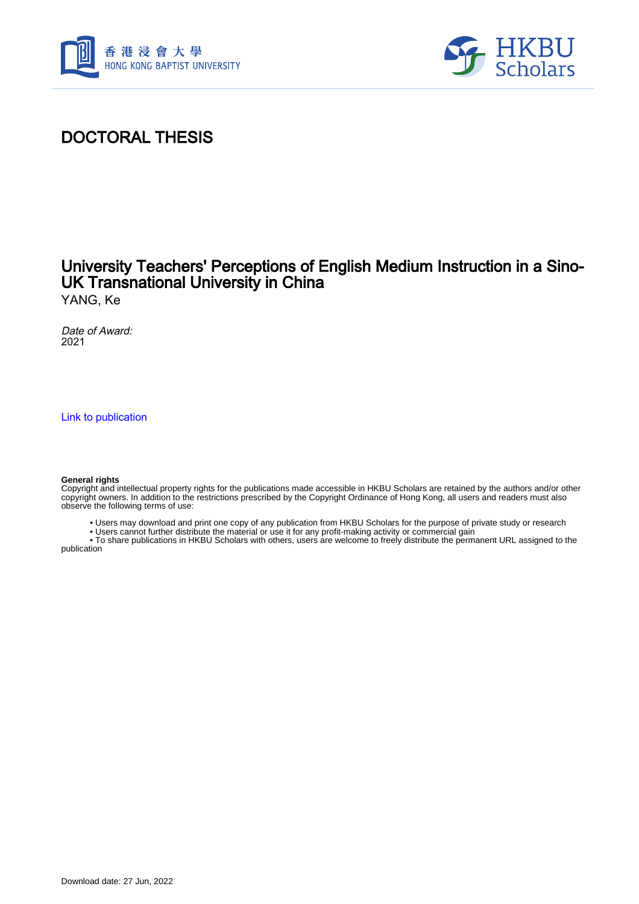# DOCTORAL THESIS

## University Teachers' Perceptions of English Medium Instruction in a Sino-UK Transnational University in China

YANG, Ke

*Date of Award:*
2021

Link to publication

**General rights**
Copyright and intellectual property rights for the publications made accessible in HKBU Scholars are retained by the authors and/or other copyright owners. In addition to the restrictions prescribed by the Copyright Ordinance of Hong Kong, all users and readers must also observe the following terms of use:

- Users may download and print one copy of any publication from HKBU Scholars for the purpose of private study or research
- Users cannot further distribute the material or use it for any profit-making activity or commercial gain
- To share publications in HKBU Scholars with others, users are welcome to freely distribute the permanent URL assigned to the publication

Download date: 27 Jun, 2022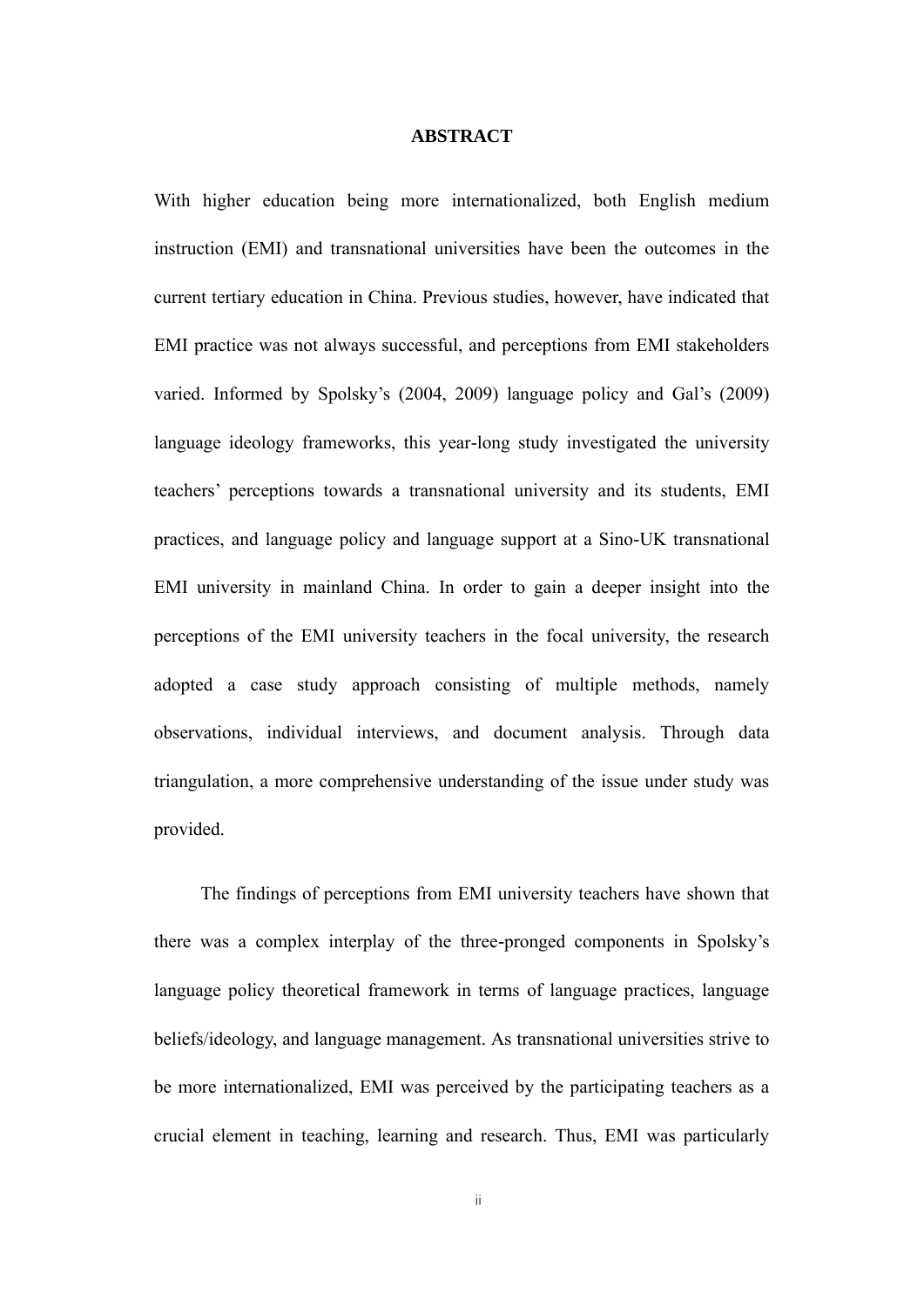# ABSTRACT

With higher education being more internationalized, both English medium instruction (EMI) and transnational universities have been the outcomes in the current tertiary education in China. Previous studies, however, have indicated that EMI practice was not always successful, and perceptions from EMI stakeholders varied. Informed by Spolsky's (2004, 2009) language policy and Gal's (2009) language ideology frameworks, this year-long study investigated the university teachers' perceptions towards a transnational university and its students, EMI practices, and language policy and language support at a Sino-UK transnational EMI university in mainland China. In order to gain a deeper insight into the perceptions of the EMI university teachers in the focal university, the research adopted a case study approach consisting of multiple methods, namely observations, individual interviews, and document analysis. Through data triangulation, a more comprehensive understanding of the issue under study was provided.

The findings of perceptions from EMI university teachers have shown that there was a complex interplay of the three-pronged components in Spolsky's language policy theoretical framework in terms of language practices, language beliefs/ideology, and language management. As transnational universities strive to be more internationalized, EMI was perceived by the participating teachers as a crucial element in teaching, learning and research. Thus, EMI was particularly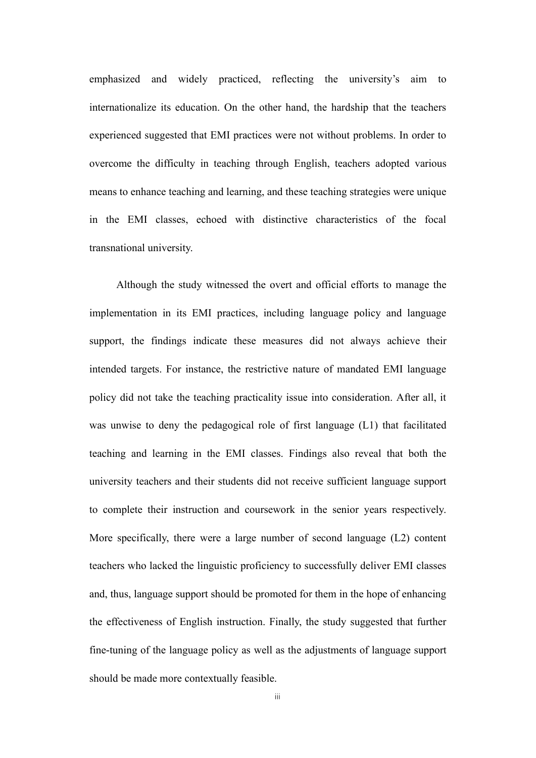emphasized and widely practiced, reflecting the university's aim to internationalize its education. On the other hand, the hardship that the teachers experienced suggested that EMI practices were not without problems. In order to overcome the difficulty in teaching through English, teachers adopted various means to enhance teaching and learning, and these teaching strategies were unique in the EMI classes, echoed with distinctive characteristics of the focal transnational university.

Although the study witnessed the overt and official efforts to manage the implementation in its EMI practices, including language policy and language support, the findings indicate these measures did not always achieve their intended targets. For instance, the restrictive nature of mandated EMI language policy did not take the teaching practicality issue into consideration. After all, it was unwise to deny the pedagogical role of first language (L1) that facilitated teaching and learning in the EMI classes. Findings also reveal that both the university teachers and their students did not receive sufficient language support to complete their instruction and coursework in the senior years respectively. More specifically, there were a large number of second language (L2) content teachers who lacked the linguistic proficiency to successfully deliver EMI classes and, thus, language support should be promoted for them in the hope of enhancing the effectiveness of English instruction. Finally, the study suggested that further fine-tuning of the language policy as well as the adjustments of language support should be made more contextually feasible.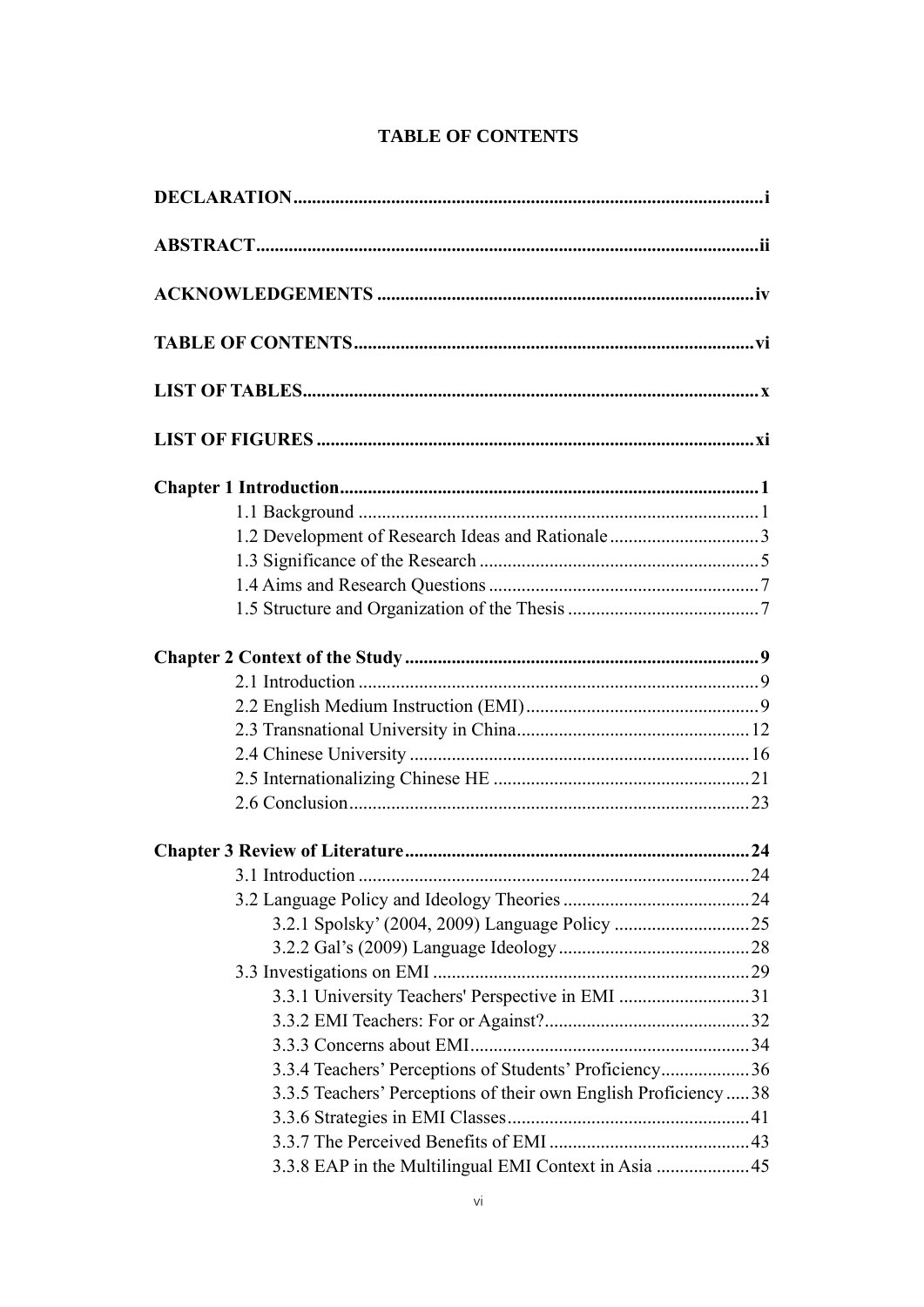# TABLE OF CONTENTS

**DECLARATION** .......... i

**ABSTRACT** .......... ii

**ACKNOWLEDGEMENTS** .......... iv

**TABLE OF CONTENTS** .......... vi

**LIST OF TABLES** .......... x

**LIST OF FIGURES** .......... xi

**Chapter 1 Introduction** .......... 1

- 1.1 Background .......... 1
- 1.2 Development of Research Ideas and Rationale .......... 3
- 1.3 Significance of the Research .......... 5
- 1.4 Aims and Research Questions .......... 7
- 1.5 Structure and Organization of the Thesis .......... 7

**Chapter 2 Context of the Study** .......... 9

- 2.1 Introduction .......... 9
- 2.2 English Medium Instruction (EMI) .......... 9
- 2.3 Transnational University in China .......... 12
- 2.4 Chinese University .......... 16
- 2.5 Internationalizing Chinese HE .......... 21
- 2.6 Conclusion .......... 23

**Chapter 3 Review of Literature** .......... 24

- 3.1 Introduction .......... 24
- 3.2 Language Policy and Ideology Theories .......... 24
  - 3.2.1 Spolsky' (2004, 2009) Language Policy .......... 25
  - 3.2.2 Gal's (2009) Language Ideology .......... 28
- 3.3 Investigations on EMI .......... 29
  - 3.3.1 University Teachers' Perspective in EMI .......... 31
  - 3.3.2 EMI Teachers: For or Against? .......... 32
  - 3.3.3 Concerns about EMI .......... 34
  - 3.3.4 Teachers' Perceptions of Students' Proficiency .......... 36
  - 3.3.5 Teachers' Perceptions of their own English Proficiency .......... 38
  - 3.3.6 Strategies in EMI Classes .......... 41
  - 3.3.7 The Perceived Benefits of EMI .......... 43
  - 3.3.8 EAP in the Multilingual EMI Context in Asia .......... 45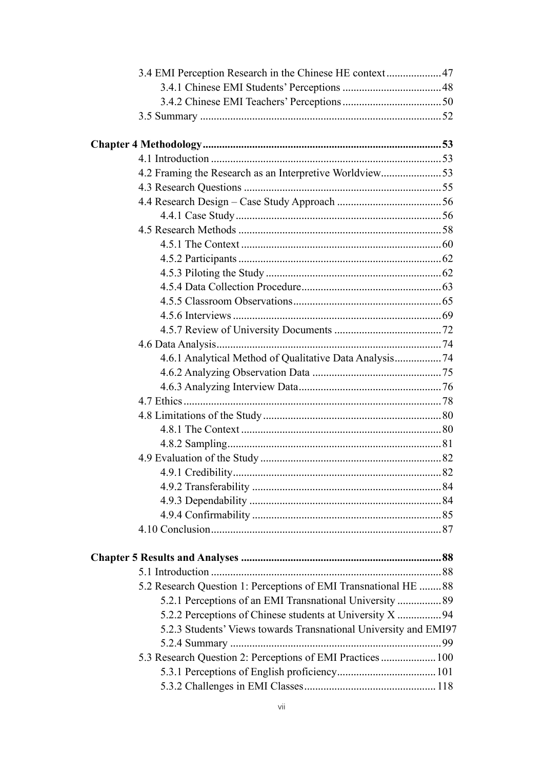3.4 EMI Perception Research in the Chinese HE context .................... 47

&nbsp;&nbsp;&nbsp;&nbsp;3.4.1 Chinese EMI Students' Perceptions .................................... 48

&nbsp;&nbsp;&nbsp;&nbsp;3.4.2 Chinese EMI Teachers' Perceptions .................................... 50

3.5 Summary ....................................................................................... 52

**Chapter 4 Methodology ....................................................................... 53**

4.1 Introduction .................................................................................... 53

4.2 Framing the Research as an Interpretive Worldview ...................... 53

4.3 Research Questions ........................................................................ 55

4.4 Research Design – Case Study Approach ...................................... 56

&nbsp;&nbsp;&nbsp;&nbsp;4.4.1 Case Study ............................................................................ 56

4.5 Research Methods .......................................................................... 58

&nbsp;&nbsp;&nbsp;&nbsp;4.5.1 The Context .......................................................................... 60

&nbsp;&nbsp;&nbsp;&nbsp;4.5.2 Participants ........................................................................... 62

&nbsp;&nbsp;&nbsp;&nbsp;4.5.3 Piloting the Study ................................................................. 62

&nbsp;&nbsp;&nbsp;&nbsp;4.5.4 Data Collection Procedure .................................................... 63

&nbsp;&nbsp;&nbsp;&nbsp;4.5.5 Classroom Observations ....................................................... 65

&nbsp;&nbsp;&nbsp;&nbsp;4.5.6 Interviews ............................................................................. 69

&nbsp;&nbsp;&nbsp;&nbsp;4.5.7 Review of University Documents ........................................ 72

4.6 Data Analysis .................................................................................. 74

&nbsp;&nbsp;&nbsp;&nbsp;4.6.1 Analytical Method of Qualitative Data Analysis ................. 74

&nbsp;&nbsp;&nbsp;&nbsp;4.6.2 Analyzing Observation Data ............................................... 75

&nbsp;&nbsp;&nbsp;&nbsp;4.6.3 Analyzing Interview Data .................................................... 76

4.7 Ethics .............................................................................................. 78

4.8 Limitations of the Study ................................................................. 80

&nbsp;&nbsp;&nbsp;&nbsp;4.8.1 The Context .......................................................................... 80

&nbsp;&nbsp;&nbsp;&nbsp;4.8.2 Sampling .............................................................................. 81

4.9 Evaluation of the Study .................................................................. 82

&nbsp;&nbsp;&nbsp;&nbsp;4.9.1 Credibility ............................................................................ 82

&nbsp;&nbsp;&nbsp;&nbsp;4.9.2 Transferability ..................................................................... 84

&nbsp;&nbsp;&nbsp;&nbsp;4.9.3 Dependability ...................................................................... 84

&nbsp;&nbsp;&nbsp;&nbsp;4.9.4 Confirmability ..................................................................... 85

4.10 Conclusion .................................................................................... 87

**Chapter 5 Results and Analyses .......................................................... 88**

5.1 Introduction .................................................................................... 88

5.2 Research Question 1: Perceptions of EMI Transnational HE ........ 88

&nbsp;&nbsp;&nbsp;&nbsp;5.2.1 Perceptions of an EMI Transnational University ................ 89

&nbsp;&nbsp;&nbsp;&nbsp;5.2.2 Perceptions of Chinese students at University X ................ 94

&nbsp;&nbsp;&nbsp;&nbsp;5.2.3 Students' Views towards Transnational University and EMI 97

&nbsp;&nbsp;&nbsp;&nbsp;5.2.4 Summary ............................................................................. 99

5.3 Research Question 2: Perceptions of EMI Practices .................... 100

&nbsp;&nbsp;&nbsp;&nbsp;5.3.1 Perceptions of English proficiency .................................... 101

&nbsp;&nbsp;&nbsp;&nbsp;5.3.2 Challenges in EMI Classes ................................................ 118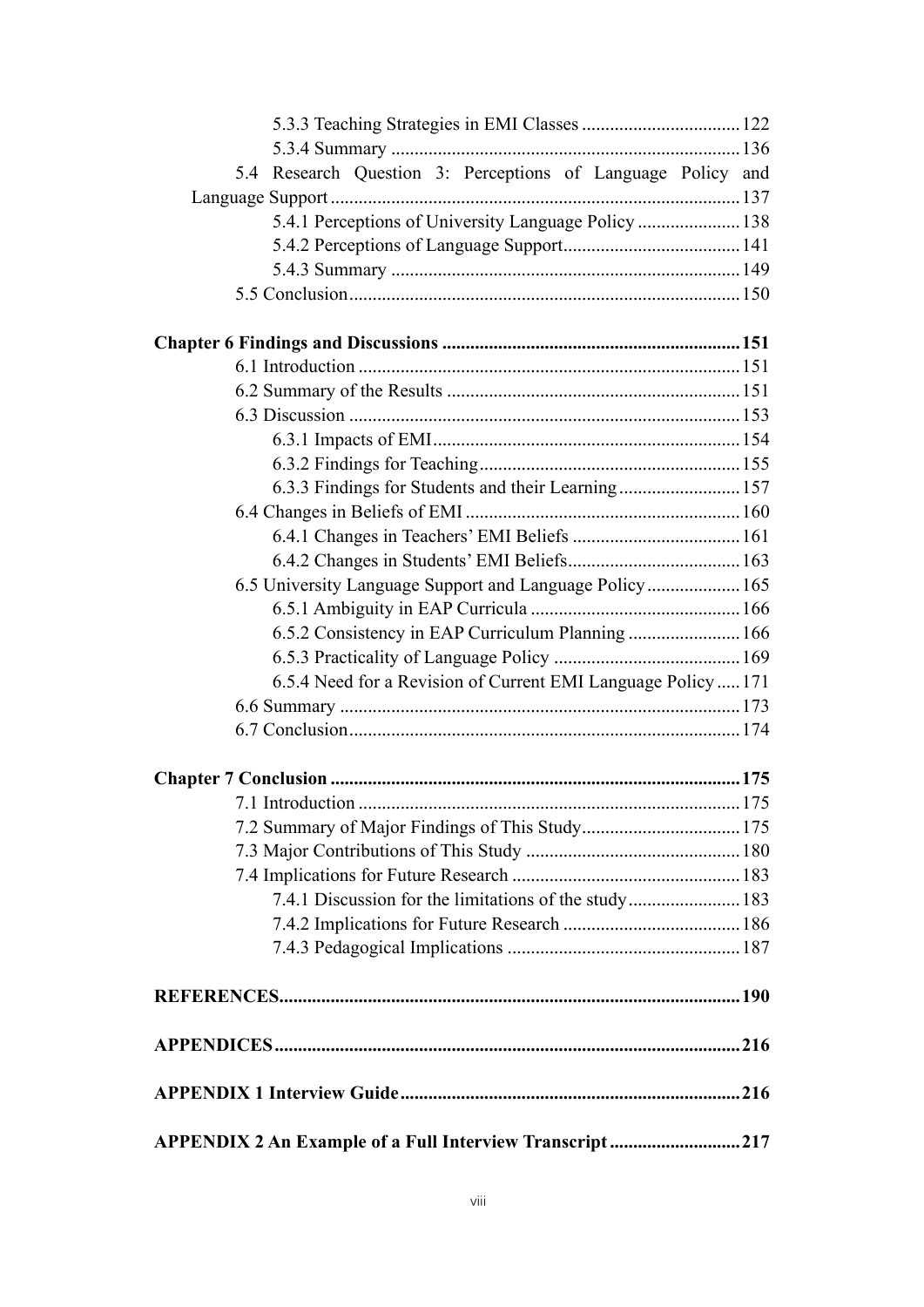5.3.3 Teaching Strategies in EMI Classes .................................. 122

5.3.4 Summary .......................................................................... 136

5.4 Research Question 3: Perceptions of Language Policy and Language Support ...................................................................... 137

5.4.1 Perceptions of University Language Policy ...................... 138

5.4.2 Perceptions of Language Support...................................... 141

5.4.3 Summary .......................................................................... 149

5.5 Conclusion.................................................................................. 150

**Chapter 6 Findings and Discussions ............................................................ 151**

6.1 Introduction ................................................................................ 151

6.2 Summary of the Results .............................................................. 151

6.3 Discussion .................................................................................. 153

6.3.1 Impacts of EMI................................................................. 154

6.3.2 Findings for Teaching........................................................ 155

6.3.3 Findings for Students and their Learning .......................... 157

6.4 Changes in Beliefs of EMI .......................................................... 160

6.4.1 Changes in Teachers' EMI Beliefs .................................... 161

6.4.2 Changes in Students' EMI Beliefs..................................... 163

6.5 University Language Support and Language Policy.................... 165

6.5.1 Ambiguity in EAP Curricula ............................................ 166

6.5.2 Consistency in EAP Curriculum Planning ........................ 166

6.5.3 Practicality of Language Policy ........................................ 169

6.5.4 Need for a Revision of Current EMI Language Policy ..... 171

6.6 Summary .................................................................................... 173

6.7 Conclusion.................................................................................. 174

**Chapter 7 Conclusion ....................................................................................... 175**

7.1 Introduction ................................................................................ 175

7.2 Summary of Major Findings of This Study.................................. 175

7.3 Major Contributions of This Study ............................................. 180

7.4 Implications for Future Research ................................................ 183

7.4.1 Discussion for the limitations of the study........................ 183

7.4.2 Implications for Future Research ...................................... 186

7.4.3 Pedagogical Implications .................................................. 187

**REFERENCES.................................................................................................. 190**

**APPENDICES................................................................................................... 216**

**APPENDIX 1 Interview Guide........................................................................ 216**

**APPENDIX 2 An Example of a Full Interview Transcript ........................... 217**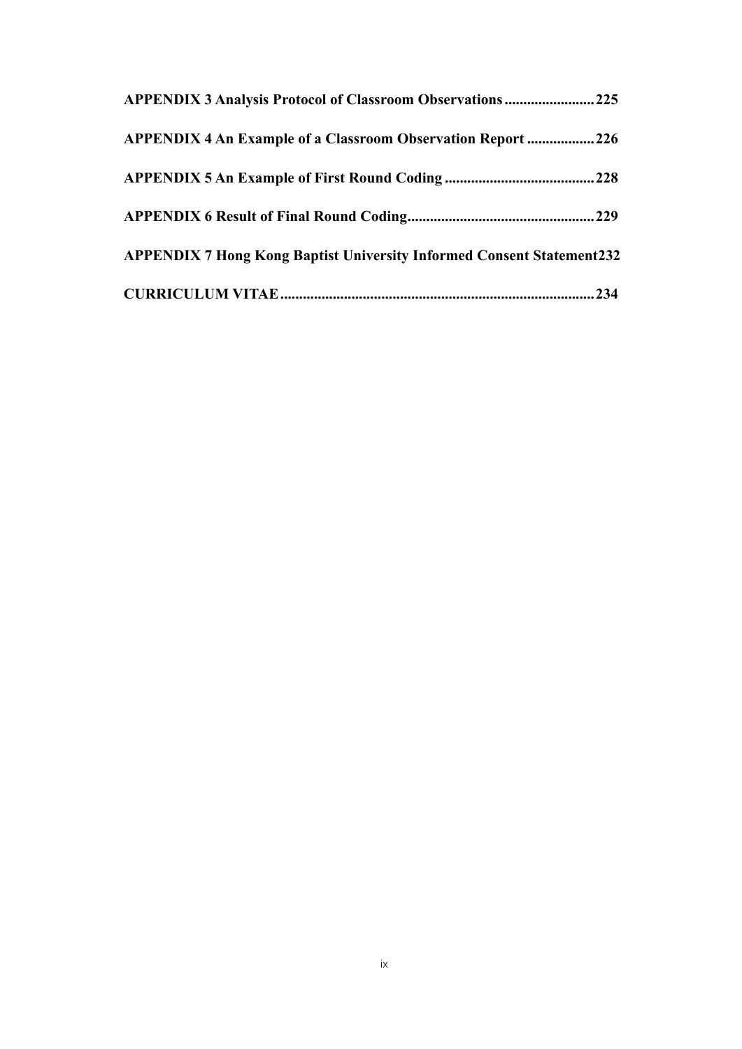**APPENDIX 3 Analysis Protocol of Classroom Observations........................225**

**APPENDIX 4 An Example of a Classroom Observation Report ..................226**

**APPENDIX 5 An Example of First Round Coding ........................................228**

**APPENDIX 6 Result of Final Round Coding..................................................229**

**APPENDIX 7 Hong Kong Baptist University Informed Consent Statement232**

**CURRICULUM VITAE....................................................................................234**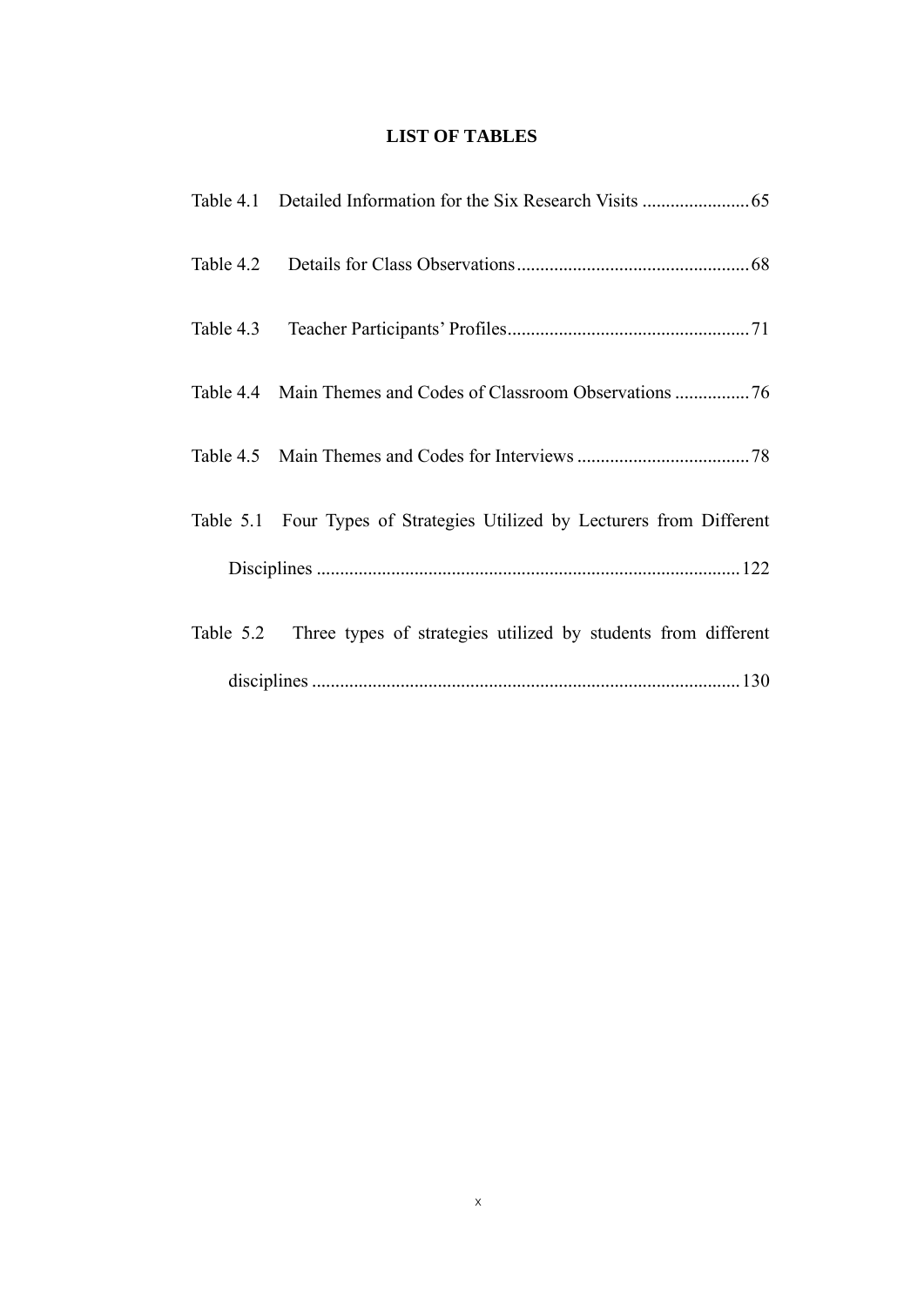# LIST OF TABLES

Table 4.1 Detailed Information for the Six Research Visits ....................... 65

Table 4.2 Details for Class Observations .................................................. 68

Table 4.3 Teacher Participants' Profiles .................................................... 71

Table 4.4 Main Themes and Codes of Classroom Observations ................ 76

Table 4.5 Main Themes and Codes for Interviews ..................................... 78

Table 5.1 Four Types of Strategies Utilized by Lecturers from Different Disciplines .......................................................................................... 122

Table 5.2 Three types of strategies utilized by students from different disciplines ........................................................................................... 130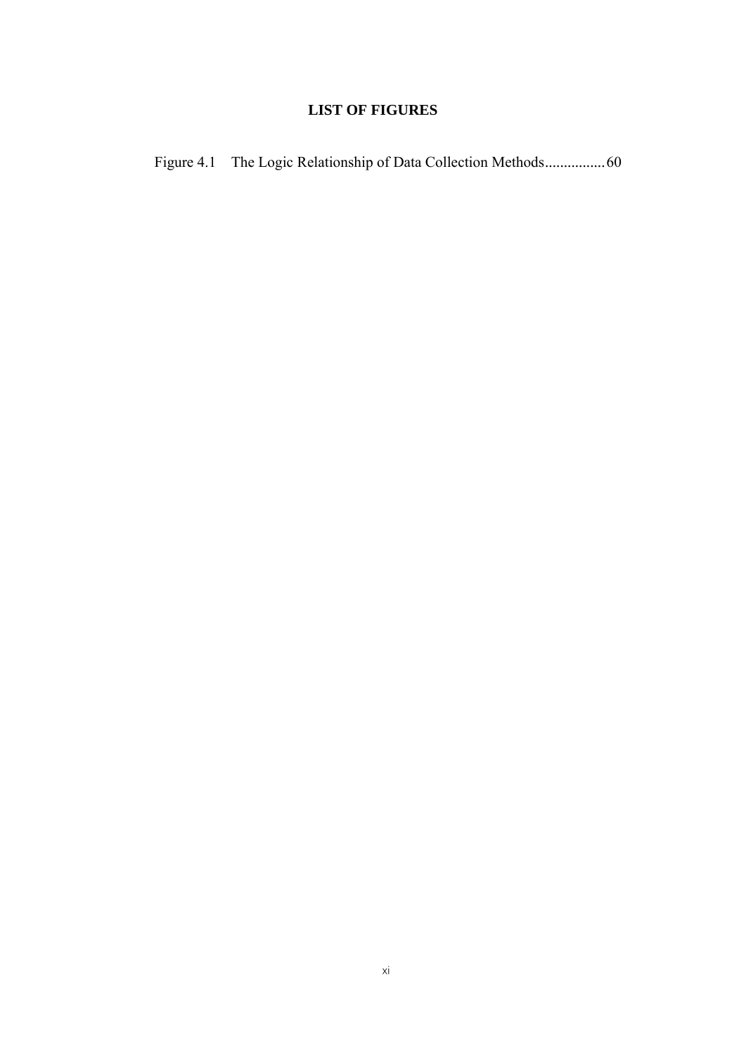# LIST OF FIGURES

Figure 4.1 The Logic Relationship of Data Collection Methods................60